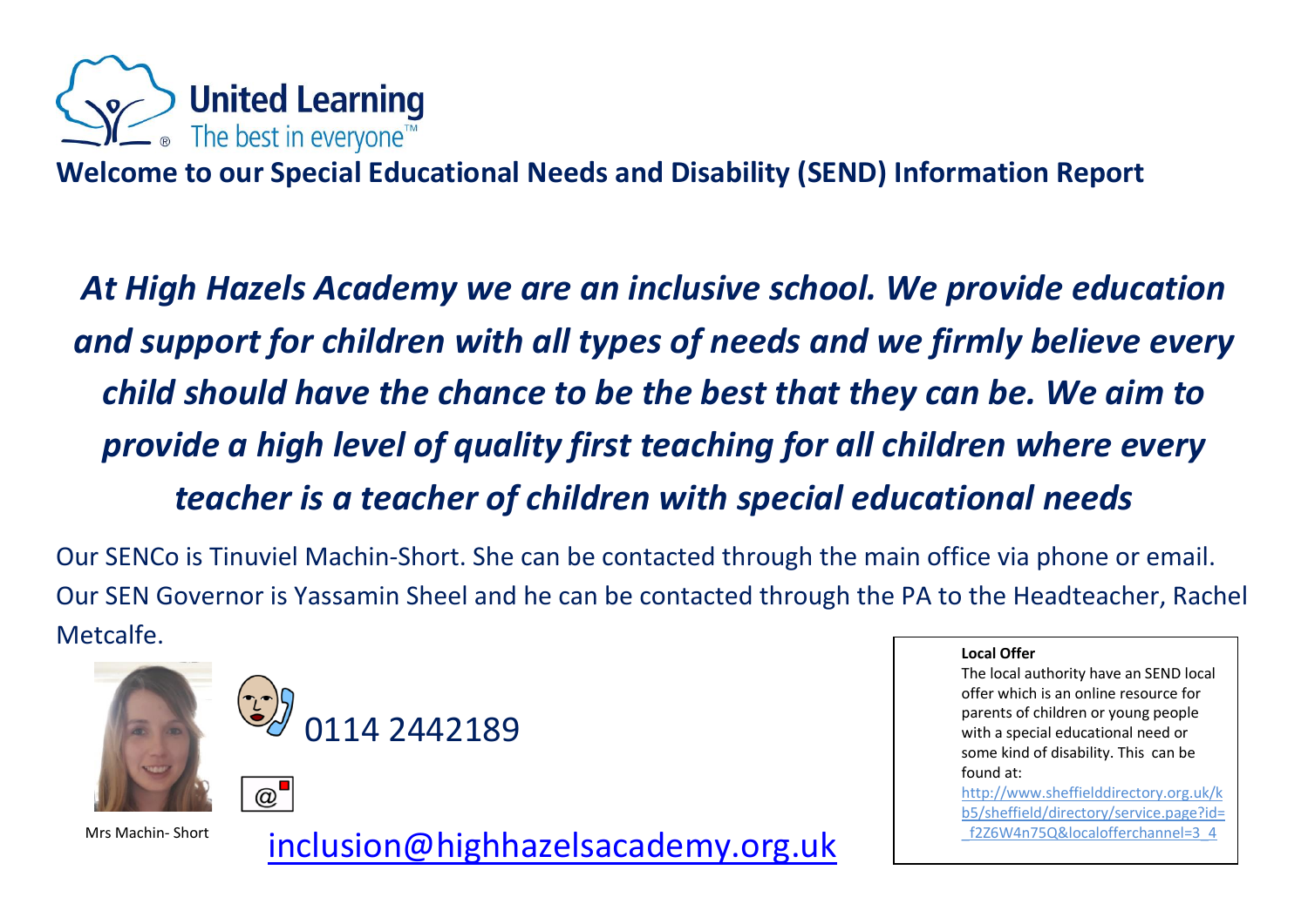United Learning
The best in everyone™

# Welcome to our Special Educational Needs and Disability (SEND) Information Report

***At High Hazels Academy we are an inclusive school. We provide education and support for children with all types of needs and we firmly believe every child should have the chance to be the best that they can be. We aim to provide a high level of quality first teaching for all children where every teacher is a teacher of children with special educational needs***

Our SENCo is Tinuviel Machin-Short. She can be contacted through the main office via phone or email. Our SEN Governor is Yassamin Sheel and he can be contacted through the PA to the Headteacher, Rachel Metcalfe.

Mrs Machin- Short

0114 2442189

[inclusion@highhazelsacademy.org.uk](mailto:inclusion@highhazelsacademy.org.uk)

**Local Offer**

The local authority have an SEND local offer which is an online resource for parents of children or young people with a special educational need or some kind of disability. This can be found at:

[http://www.sheffielddirectory.org.uk/kb5/sheffield/directory/service.page?id=_f2Z6W4n75Q&localofferchannel=3_4](http://www.sheffielddirectory.org.uk/kb5/sheffield/directory/service.page?id=_f2Z6W4n75Q&localofferchannel=3_4)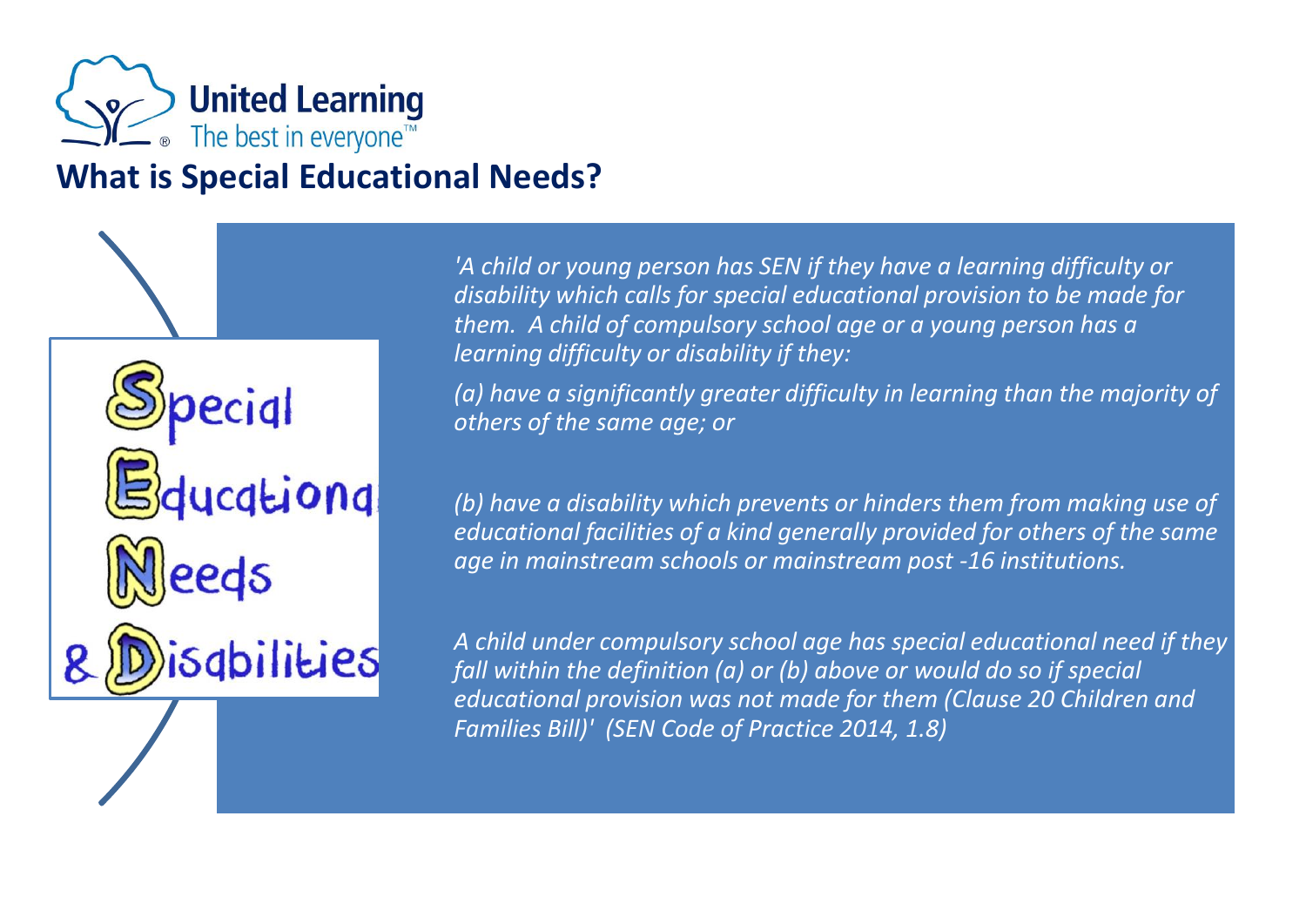# What is Special Educational Needs?

Special Educational Needs & Disabilities

*'A child or young person has SEN if they have a learning difficulty or disability which calls for special educational provision to be made for them. A child of compulsory school age or a young person has a learning difficulty or disability if they:*

*(a) have a significantly greater difficulty in learning than the majority of others of the same age; or*

*(b) have a disability which prevents or hinders them from making use of educational facilities of a kind generally provided for others of the same age in mainstream schools or mainstream post -16 institutions.*

*A child under compulsory school age has special educational need if they fall within the definition (a) or (b) above or would do so if special educational provision was not made for them (Clause 20 Children and Families Bill)' (SEN Code of Practice 2014, 1.8)*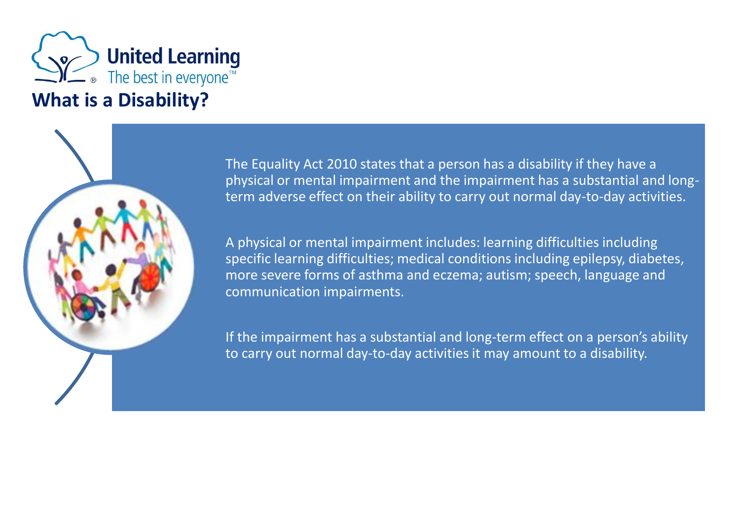# What is a Disability?

The Equality Act 2010 states that a person has a disability if they have a physical or mental impairment and the impairment has a substantial and long-term adverse effect on their ability to carry out normal day-to-day activities.

A physical or mental impairment includes: learning difficulties including specific learning difficulties; medical conditions including epilepsy, diabetes, more severe forms of asthma and eczema; autism; speech, language and communication impairments.

If the impairment has a substantial and long-term effect on a person's ability to carry out normal day-to-day activities it may amount to a disability.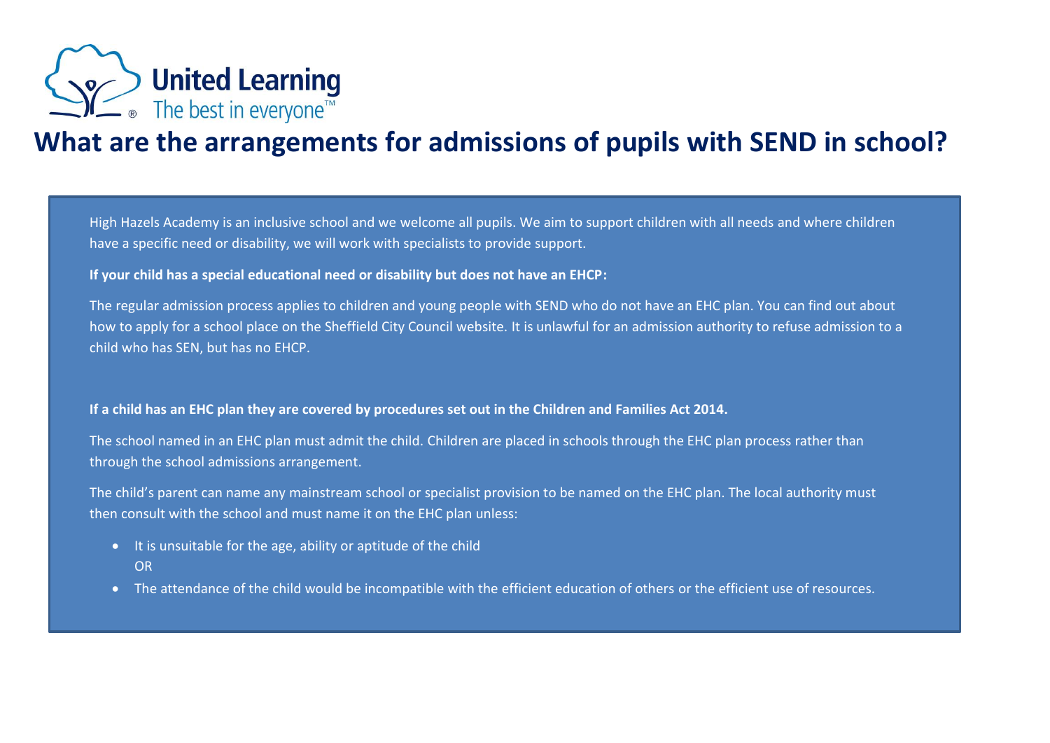# What are the arrangements for admissions of pupils with SEND in school?

High Hazels Academy is an inclusive school and we welcome all pupils. We aim to support children with all needs and where children have a specific need or disability, we will work with specialists to provide support.

**If your child has a special educational need or disability but does not have an EHCP:**

The regular admission process applies to children and young people with SEND who do not have an EHC plan. You can find out about how to apply for a school place on the Sheffield City Council website. It is unlawful for an admission authority to refuse admission to a child who has SEN, but has no EHCP.

**If a child has an EHC plan they are covered by procedures set out in the Children and Families Act 2014.**

The school named in an EHC plan must admit the child. Children are placed in schools through the EHC plan process rather than through the school admissions arrangement.

The child's parent can name any mainstream school or specialist provision to be named on the EHC plan. The local authority must then consult with the school and must name it on the EHC plan unless:

- It is unsuitable for the age, ability or aptitude of the child
  OR
- The attendance of the child would be incompatible with the efficient education of others or the efficient use of resources.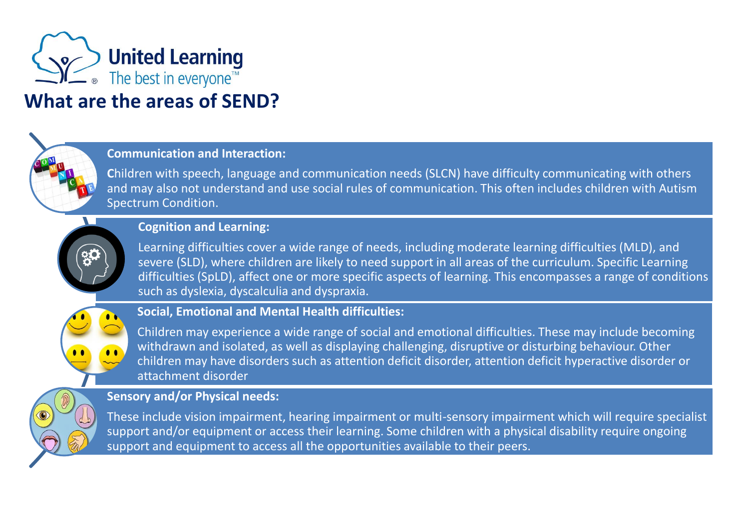United Learning
The best in everyone™

# What are the areas of SEND?

### Communication and Interaction:

Children with speech, language and communication needs (SLCN) have difficulty communicating with others and may also not understand and use social rules of communication. This often includes children with Autism Spectrum Condition.

### Cognition and Learning:

Learning difficulties cover a wide range of needs, including moderate learning difficulties (MLD), and severe (SLD), where children are likely to need support in all areas of the curriculum. Specific Learning difficulties (SpLD), affect one or more specific aspects of learning. This encompasses a range of conditions such as dyslexia, dyscalculia and dyspraxia.

### Social, Emotional and Mental Health difficulties:

Children may experience a wide range of social and emotional difficulties. These may include becoming withdrawn and isolated, as well as displaying challenging, disruptive or disturbing behaviour. Other children may have disorders such as attention deficit disorder, attention deficit hyperactive disorder or attachment disorder

### Sensory and/or Physical needs:

These include vision impairment, hearing impairment or multi-sensory impairment which will require specialist support and/or equipment or access their learning. Some children with a physical disability require ongoing support and equipment to access all the opportunities available to their peers.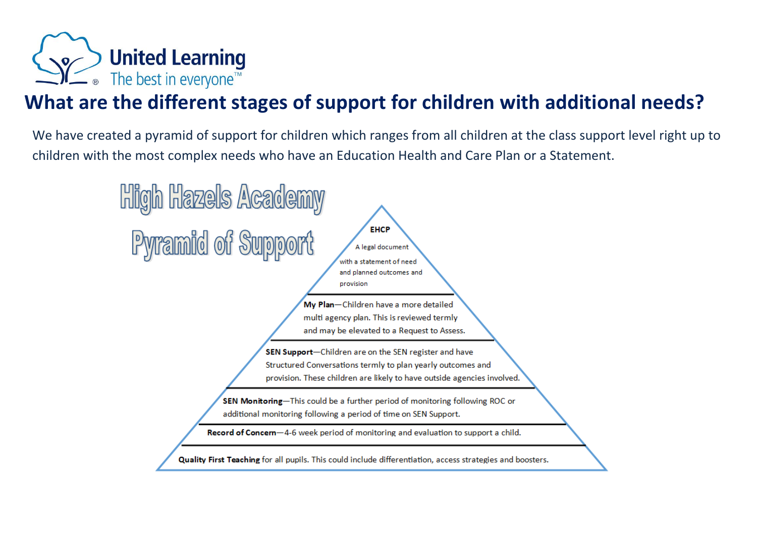United Learning
The best in everyone™

# What are the different stages of support for children with additional needs?

We have created a pyramid of support for children which ranges from all children at the class support level right up to children with the most complex needs who have an Education Health and Care Plan or a Statement.

## High Hazels Academy Pyramid of Support

**EHCP**

A legal document with a statement of need and planned outcomes and provision

**My Plan**—Children have a more detailed multi agency plan. This is reviewed termly and may be elevated to a Request to Assess.

**SEN Support**—Children are on the SEN register and have Structured Conversations termly to plan yearly outcomes and provision. These children are likely to have outside agencies involved.

**SEN Monitoring**—This could be a further period of monitoring following ROC or additional monitoring following a period of time on SEN Support.

**Record of Concern**—4-6 week period of monitoring and evaluation to support a child.

**Quality First Teaching** for all pupils. This could include differentiation, access strategies and boosters.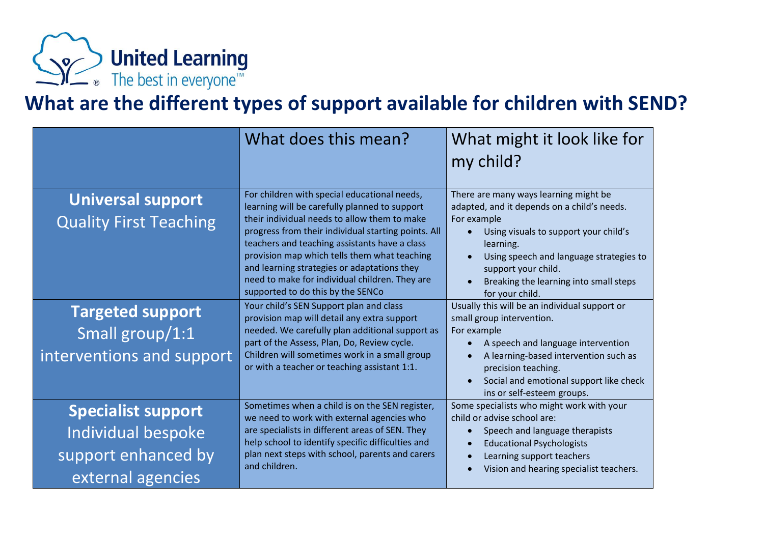United Learning
The best in everyone™

# What are the different types of support available for children with SEND?

| | What does this mean? | What might it look like for my child? |
|---|---|---|
| **Universal support** Quality First Teaching | For children with special educational needs, learning will be carefully planned to support their individual needs to allow them to make progress from their individual starting points. All teachers and teaching assistants have a class provision map which tells them what teaching and learning strategies or adaptations they need to make for individual children. They are supported to do this by the SENCo | There are many ways learning might be adapted, and it depends on a child's needs. For example<br>• Using visuals to support your child's learning.<br>• Using speech and language strategies to support your child.<br>• Breaking the learning into small steps for your child. |
| **Targeted support** Small group/1:1 interventions and support | Your child's SEN Support plan and class provision map will detail any extra support needed. We carefully plan additional support as part of the Assess, Plan, Do, Review cycle. Children will sometimes work in a small group or with a teacher or teaching assistant 1:1. | Usually this will be an individual support or small group intervention. For example<br>• A speech and language intervention<br>• A learning-based intervention such as precision teaching.<br>• Social and emotional support like check ins or self-esteem groups. |
| **Specialist support** Individual bespoke support enhanced by external agencies | Sometimes when a child is on the SEN register, we need to work with external agencies who are specialists in different areas of SEN. They help school to identify specific difficulties and plan next steps with school, parents and carers and children. | Some specialists who might work with your child or advise school are:<br>• Speech and language therapists<br>• Educational Psychologists<br>• Learning support teachers<br>• Vision and hearing specialist teachers. |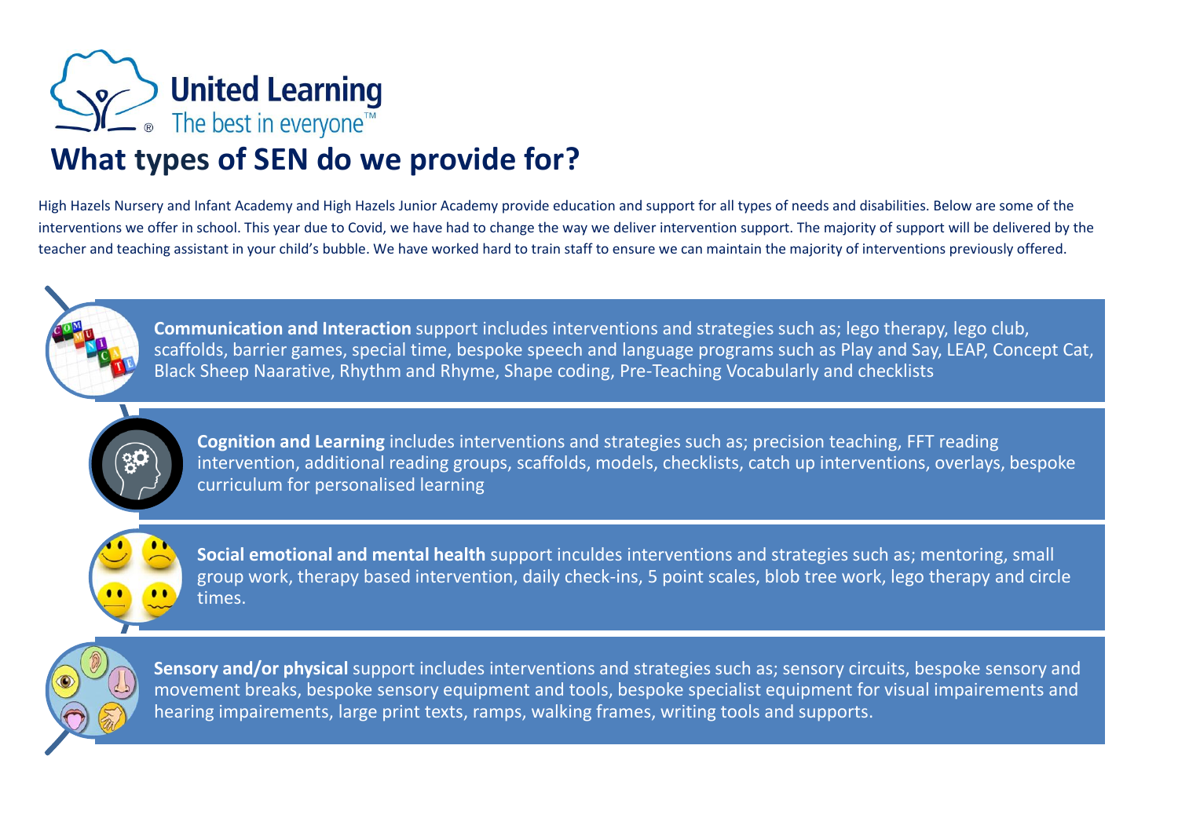United Learning
The best in everyone™

# What types of SEN do we provide for?

High Hazels Nursery and Infant Academy and High Hazels Junior Academy provide education and support for all types of needs and disabilities. Below are some of the interventions we offer in school. This year due to Covid, we have had to change the way we deliver intervention support. The majority of support will be delivered by the teacher and teaching assistant in your child's bubble. We have worked hard to train staff to ensure we can maintain the majority of interventions previously offered.

**Communication and Interaction** support includes interventions and strategies such as; lego therapy, lego club, scaffolds, barrier games, special time, bespoke speech and language programs such as Play and Say, LEAP, Concept Cat, Black Sheep Naarative, Rhythm and Rhyme, Shape coding, Pre-Teaching Vocabularly and checklists

**Cognition and Learning** includes interventions and strategies such as; precision teaching, FFT reading intervention, additional reading groups, scaffolds, models, checklists, catch up interventions, overlays, bespoke curriculum for personalised learning

**Social emotional and mental health** support inculdes interventions and strategies such as; mentoring, small group work, therapy based intervention, daily check-ins, 5 point scales, blob tree work, lego therapy and circle times.

**Sensory and/or physical** support includes interventions and strategies such as; sensory circuits, bespoke sensory and movement breaks, bespoke sensory equipment and tools, bespoke specialist equipment for visual impairements and hearing impairements, large print texts, ramps, walking frames, writing tools and supports.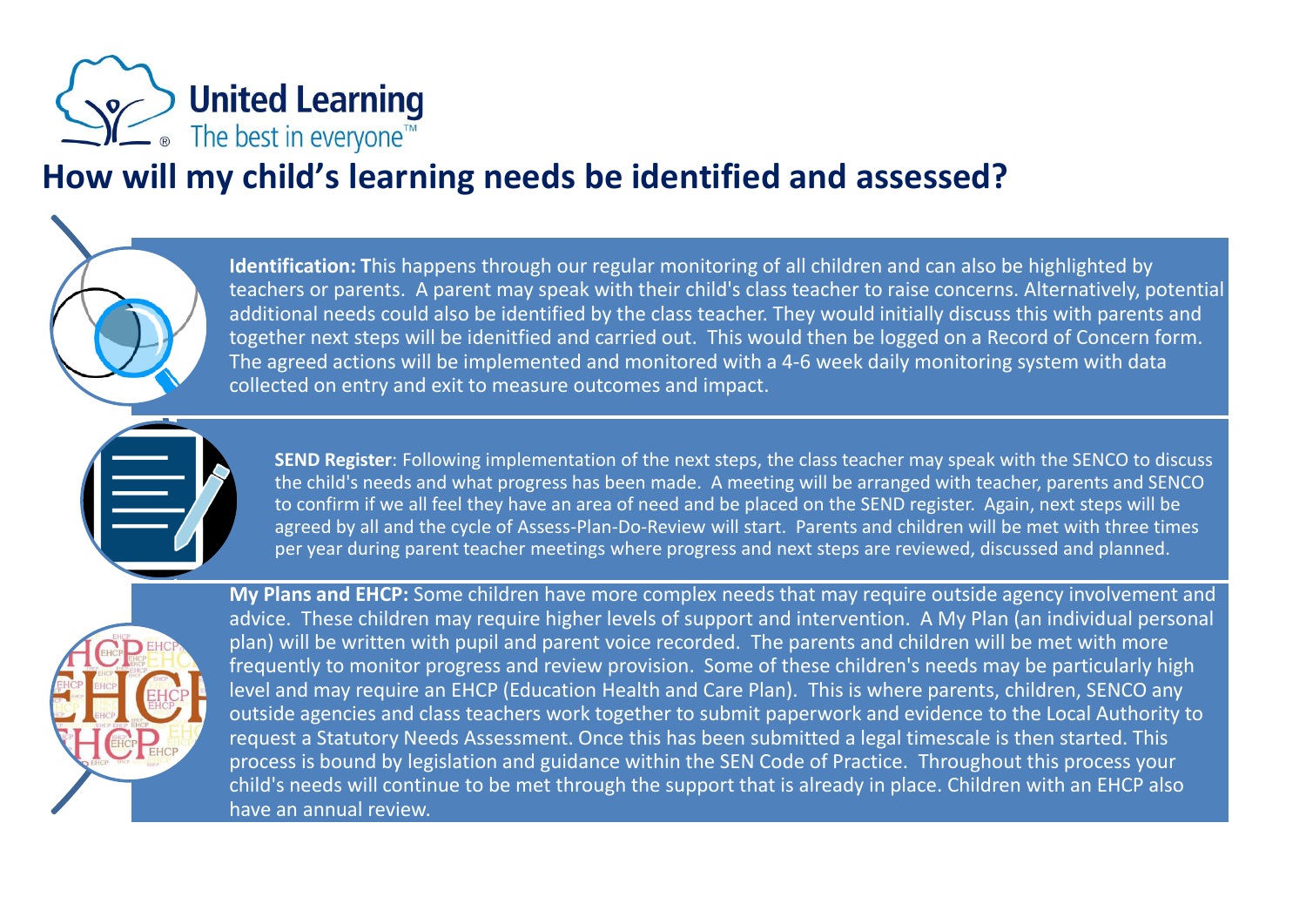# How will my child's learning needs be identified and assessed?

**Identification:** This happens through our regular monitoring of all children and can also be highlighted by teachers or parents. A parent may speak with their child's class teacher to raise concerns. Alternatively, potential additional needs could also be identified by the class teacher. They would initially discuss this with parents and together next steps will be idenitfied and carried out. This would then be logged on a Record of Concern form. The agreed actions will be implemented and monitored with a 4-6 week daily monitoring system with data collected on entry and exit to measure outcomes and impact.

**SEND Register**: Following implementation of the next steps, the class teacher may speak with the SENCO to discuss the child's needs and what progress has been made. A meeting will be arranged with teacher, parents and SENCO to confirm if we all feel they have an area of need and be placed on the SEND register. Again, next steps will be agreed by all and the cycle of Assess-Plan-Do-Review will start. Parents and children will be met with three times per year during parent teacher meetings where progress and next steps are reviewed, discussed and planned.

**My Plans and EHCP:** Some children have more complex needs that may require outside agency involvement and advice. These children may require higher levels of support and intervention. A My Plan (an individual personal plan) will be written with pupil and parent voice recorded. The parents and children will be met with more frequently to monitor progress and review provision. Some of these children's needs may be particularly high level and may require an EHCP (Education Health and Care Plan). This is where parents, children, SENCO any outside agencies and class teachers work together to submit paperwork and evidence to the Local Authority to request a Statutory Needs Assessment. Once this has been submitted a legal timescale is then started. This process is bound by legislation and guidance within the SEN Code of Practice. Throughout this process your child's needs will continue to be met through the support that is already in place. Children with an EHCP also have an annual review.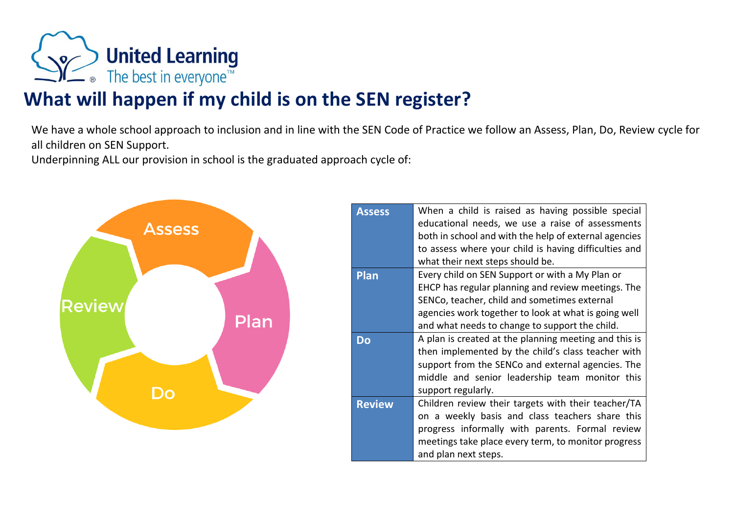# What will happen if my child is on the SEN register?

We have a whole school approach to inclusion and in line with the SEN Code of Practice we follow an Assess, Plan, Do, Review cycle for all children on SEN Support.

Underpinning ALL our provision in school is the graduated approach cycle of:

Assess

Plan

Do

Review

| | |
|---|---|
| **Assess** | When a child is raised as having possible special educational needs, we use a raise of assessments both in school and with the help of external agencies to assess where your child is having difficulties and what their next steps should be. |
| **Plan** | Every child on SEN Support or with a My Plan or EHCP has regular planning and review meetings. The SENCo, teacher, child and sometimes external agencies work together to look at what is going well and what needs to change to support the child. |
| **Do** | A plan is created at the planning meeting and this is then implemented by the child's class teacher with support from the SENCo and external agencies. The middle and senior leadership team monitor this support regularly. |
| **Review** | Children review their targets with their teacher/TA on a weekly basis and class teachers share this progress informally with parents. Formal review meetings take place every term, to monitor progress and plan next steps. |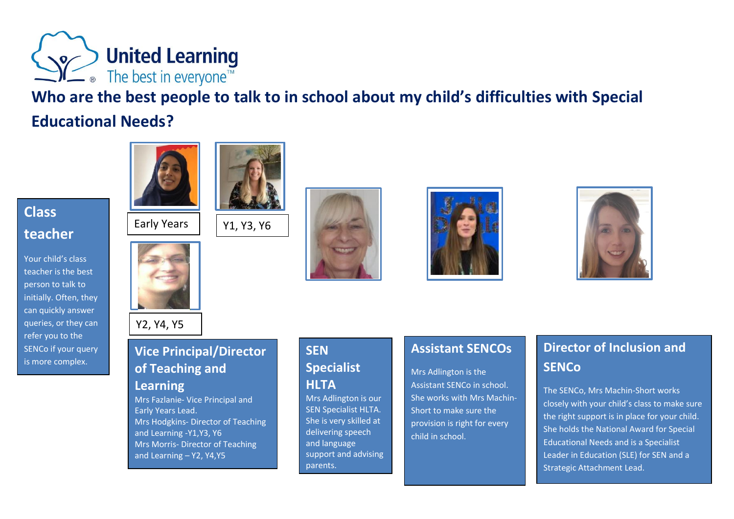United Learning
The best in everyone™

# Who are the best people to talk to in school about my child's difficulties with Special Educational Needs?

## Class teacher

Your child's class teacher is the best person to talk to initially. Often, they can quickly answer queries, or they can refer you to the SENCo if your query is more complex.

Early Years

Y1, Y3, Y6

Y2, Y4, Y5

## Vice Principal/Director of Teaching and Learning

Mrs Fazlanie- Vice Principal and Early Years Lead.
Mrs Hodgkins- Director of Teaching and Learning -Y1,Y3, Y6
Mrs Morris- Director of Teaching and Learning – Y2, Y4,Y5

## SEN Specialist HLTA

Mrs Adlington is our SEN Specialist HLTA. She is very skilled at delivering speech and language support and advising parents.

## Assistant SENCOs

Mrs Adlington is the Assistant SENCo in school. She works with Mrs Machin-Short to make sure the provision is right for every child in school.

## Director of Inclusion and SENCo

The SENCo, Mrs Machin-Short works closely with your child's class to make sure the right support is in place for your child. She holds the National Award for Special Educational Needs and is a Specialist Leader in Education (SLE) for SEN and a Strategic Attachment Lead.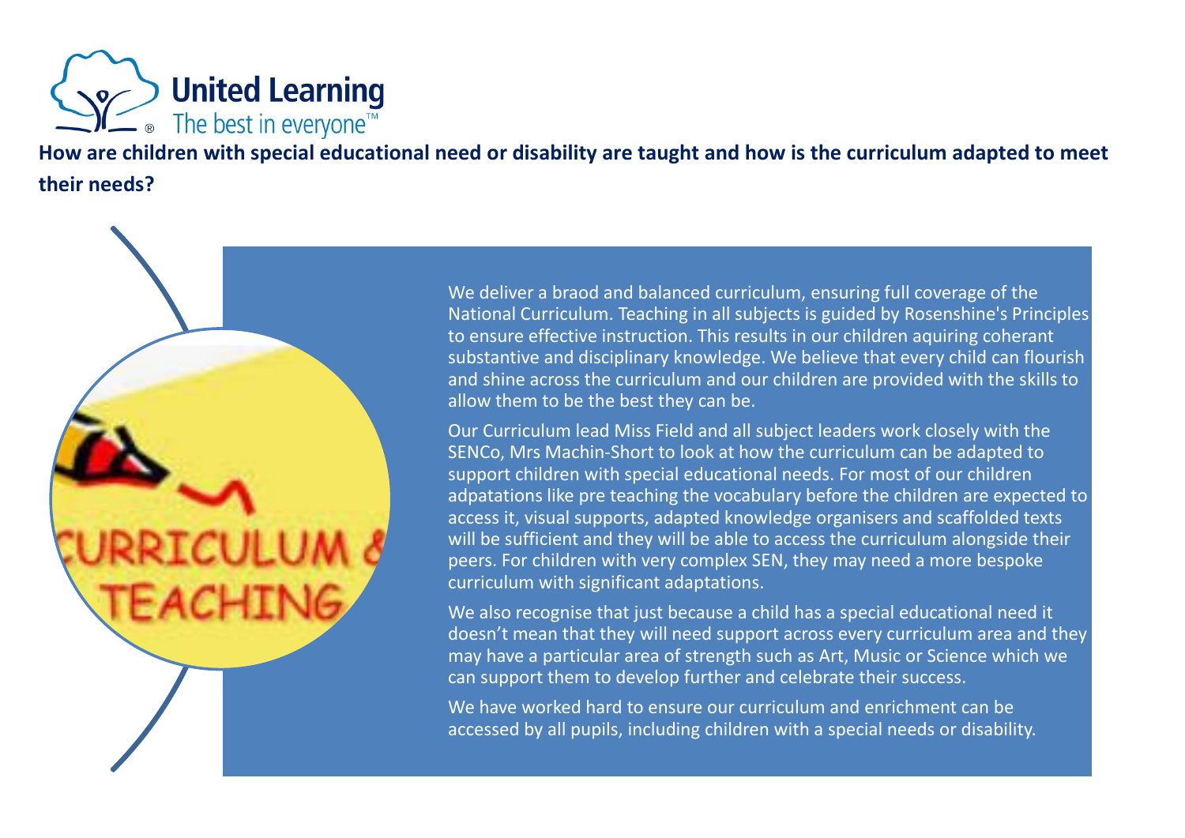## How are children with special educational need or disability are taught and how is the curriculum adapted to meet their needs?

We deliver a braod and balanced curriculum, ensuring full coverage of the National Curriculum. Teaching in all subjects is guided by Rosenshine's Principles to ensure effective instruction. This results in our children aquiring coherant substantive and disciplinary knowledge. We believe that every child can flourish and shine across the curriculum and our children are provided with the skills to allow them to be the best they can be.

Our Curriculum lead Miss Field and all subject leaders work closely with the SENCo, Mrs Machin-Short to look at how the curriculum can be adapted to support children with special educational needs. For most of our children adpatations like pre teaching the vocabulary before the children are expected to access it, visual supports, adapted knowledge organisers and scaffolded texts will be sufficient and they will be able to access the curriculum alongside their peers. For children with very complex SEN, they may need a more bespoke curriculum with significant adaptations.

We also recognise that just because a child has a special educational need it doesn't mean that they will need support across every curriculum area and they may have a particular area of strength such as Art, Music or Science which we can support them to develop further and celebrate their success.

We have worked hard to ensure our curriculum and enrichment can be accessed by all pupils, including children with a special needs or disability.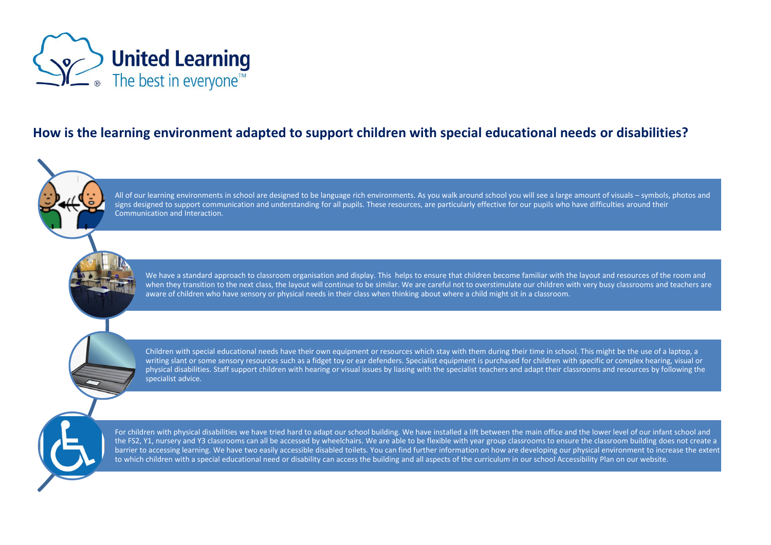## How is the learning environment adapted to support children with special educational needs or disabilities?

All of our learning environments in school are designed to be language rich environments. As you walk around school you will see a large amount of visuals – symbols, photos and signs designed to support communication and understanding for all pupils. These resources, are particularly effective for our pupils who have difficulties around their Communication and Interaction.

We have a standard approach to classroom organisation and display. This helps to ensure that children become familiar with the layout and resources of the room and when they transition to the next class, the layout will continue to be similar. We are careful not to overstimulate our children with very busy classrooms and teachers are aware of children who have sensory or physical needs in their class when thinking about where a child might sit in a classroom.

Children with special educational needs have their own equipment or resources which stay with them during their time in school. This might be the use of a laptop, a writing slant or some sensory resources such as a fidget toy or ear defenders. Specialist equipment is purchased for children with specific or complex hearing, visual or physical disabilities. Staff support children with hearing or visual issues by liasing with the specialist teachers and adapt their classrooms and resources by following the specialist advice.

For children with physical disabilities we have tried hard to adapt our school building. We have installed a lift between the main office and the lower level of our infant school and the FS2, Y1, nursery and Y3 classrooms can all be accessed by wheelchairs. We are able to be flexible with year group classrooms to ensure the classroom building does not create a barrier to accessing learning. We have two easily accessible disabled toilets. You can find further information on how are developing our physical environment to increase the extent to which children with a special educational need or disability can access the building and all aspects of the curriculum in our school Accessibility Plan on our website.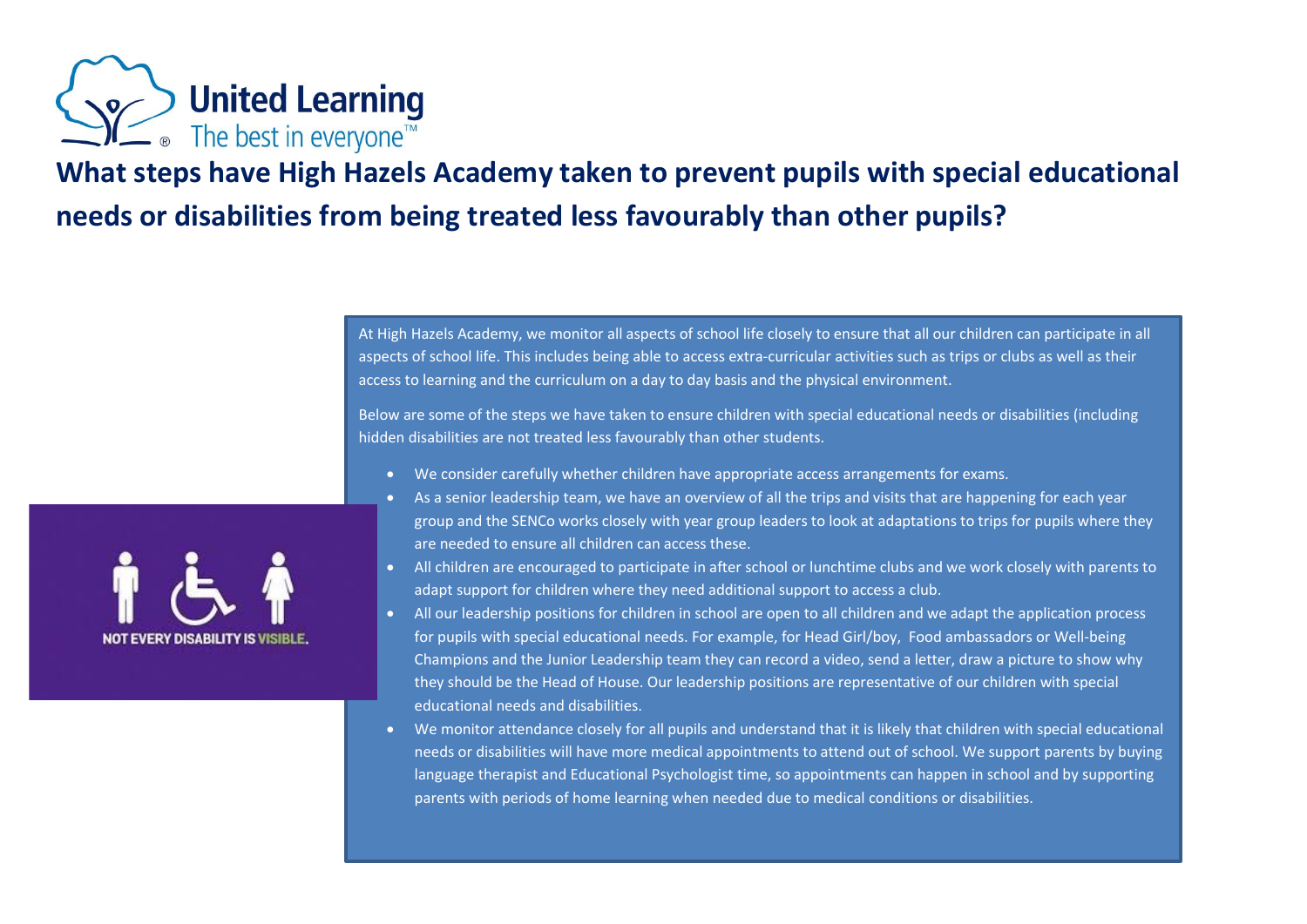# What steps have High Hazels Academy taken to prevent pupils with special educational needs or disabilities from being treated less favourably than other pupils?

NOT EVERY DISABILITY IS VISIBLE.

At High Hazels Academy, we monitor all aspects of school life closely to ensure that all our children can participate in all aspects of school life. This includes being able to access extra-curricular activities such as trips or clubs as well as their access to learning and the curriculum on a day to day basis and the physical environment.

Below are some of the steps we have taken to ensure children with special educational needs or disabilities (including hidden disabilities are not treated less favourably than other students.

- We consider carefully whether children have appropriate access arrangements for exams.
- As a senior leadership team, we have an overview of all the trips and visits that are happening for each year group and the SENCo works closely with year group leaders to look at adaptations to trips for pupils where they are needed to ensure all children can access these.
- All children are encouraged to participate in after school or lunchtime clubs and we work closely with parents to adapt support for children where they need additional support to access a club.
- All our leadership positions for children in school are open to all children and we adapt the application process for pupils with special educational needs. For example, for Head Girl/boy, Food ambassadors or Well-being Champions and the Junior Leadership team they can record a video, send a letter, draw a picture to show why they should be the Head of House. Our leadership positions are representative of our children with special educational needs and disabilities.
- We monitor attendance closely for all pupils and understand that it is likely that children with special educational needs or disabilities will have more medical appointments to attend out of school. We support parents by buying language therapist and Educational Psychologist time, so appointments can happen in school and by supporting parents with periods of home learning when needed due to medical conditions or disabilities.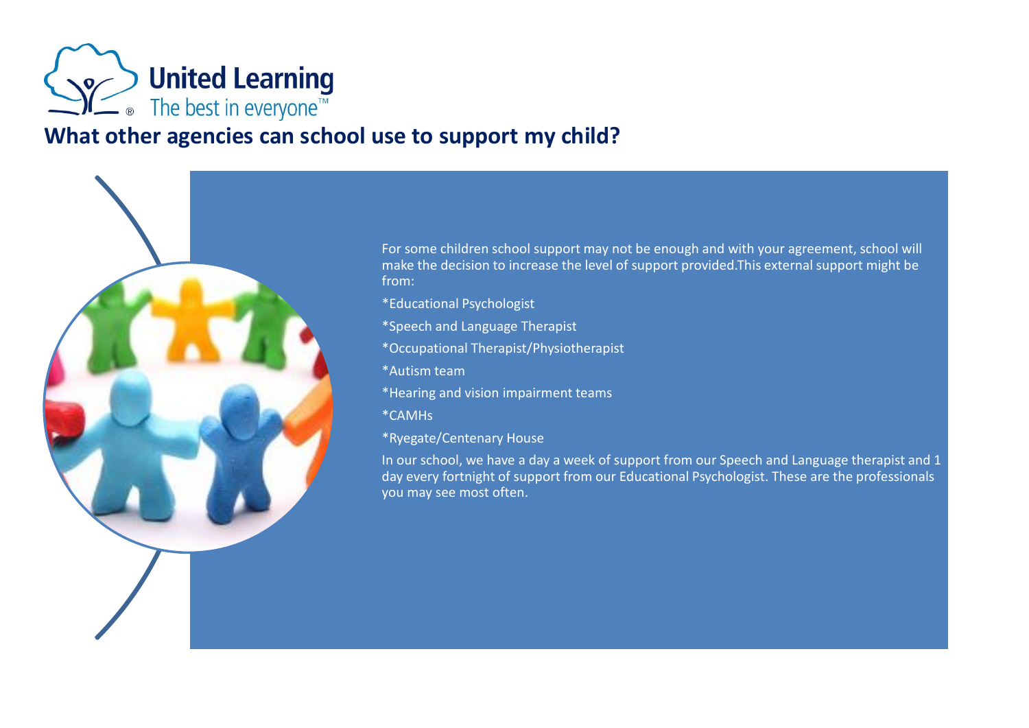United Learning
The best in everyone™

## What other agencies can school use to support my child?

For some children school support may not be enough and with your agreement, school will make the decision to increase the level of support provided.This external support might be from:

*Educational Psychologist

*Speech and Language Therapist

*Occupational Therapist/Physiotherapist

*Autism team

*Hearing and vision impairment teams

*CAMHs

*Ryegate/Centenary House

In our school, we have a day a week of support from our Speech and Language therapist and 1 day every fortnight of support from our Educational Psychologist. These are the professionals you may see most often.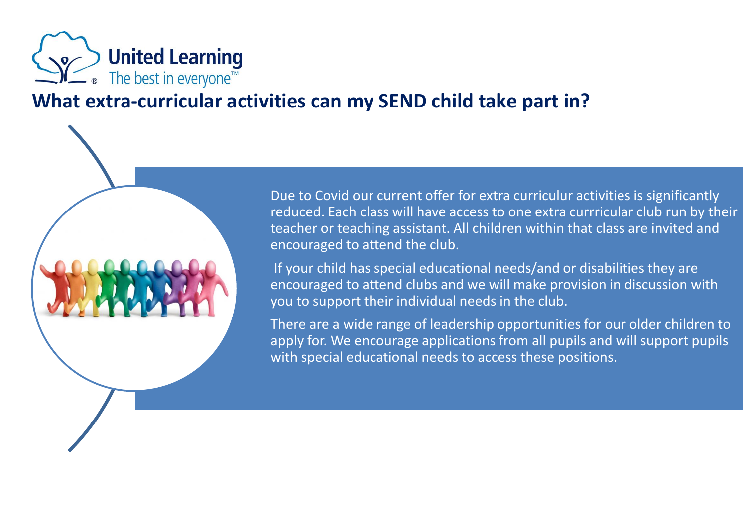# What extra-curricular activities can my SEND child take part in?

Due to Covid our current offer for extra curriculur activities is significantly reduced. Each class will have access to one extra currricular club run by their teacher or teaching assistant. All children within that class are invited and encouraged to attend the club.

If your child has special educational needs/and or disabilities they are encouraged to attend clubs and we will make provision in discussion with you to support their individual needs in the club.

There are a wide range of leadership opportunities for our older children to apply for. We encourage applications from all pupils and will support pupils with special educational needs to access these positions.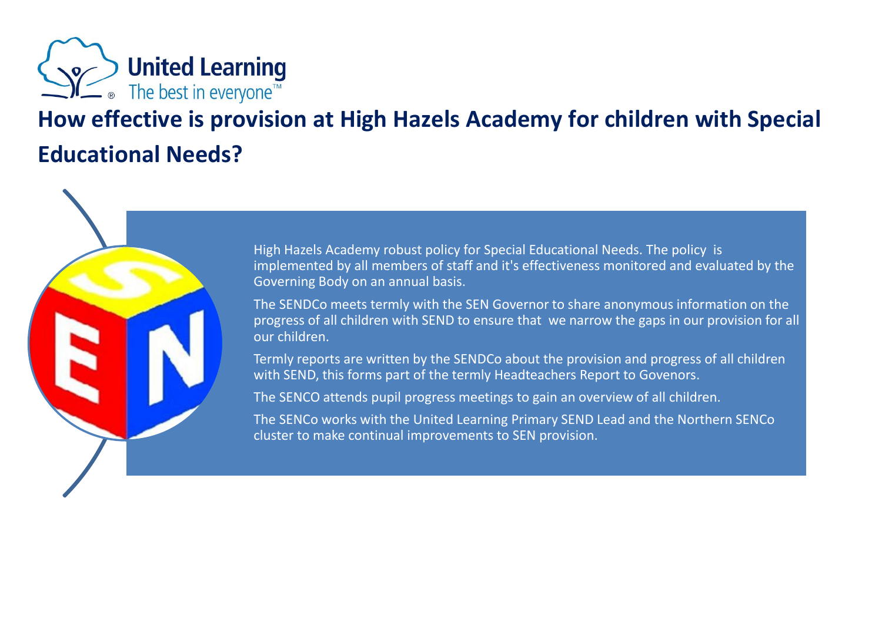# How effective is provision at High Hazels Academy for children with Special Educational Needs?

High Hazels Academy robust policy for Special Educational Needs. The policy is implemented by all members of staff and it's effectiveness monitored and evaluated by the Governing Body on an annual basis.

The SENDCo meets termly with the SEN Governor to share anonymous information on the progress of all children with SEND to ensure that we narrow the gaps in our provision for all our children.

Termly reports are written by the SENDCo about the provision and progress of all children with SEND, this forms part of the termly Headteachers Report to Govenors.

The SENCO attends pupil progress meetings to gain an overview of all children.

The SENCo works with the United Learning Primary SEND Lead and the Northern SENCo cluster to make continual improvements to SEN provision.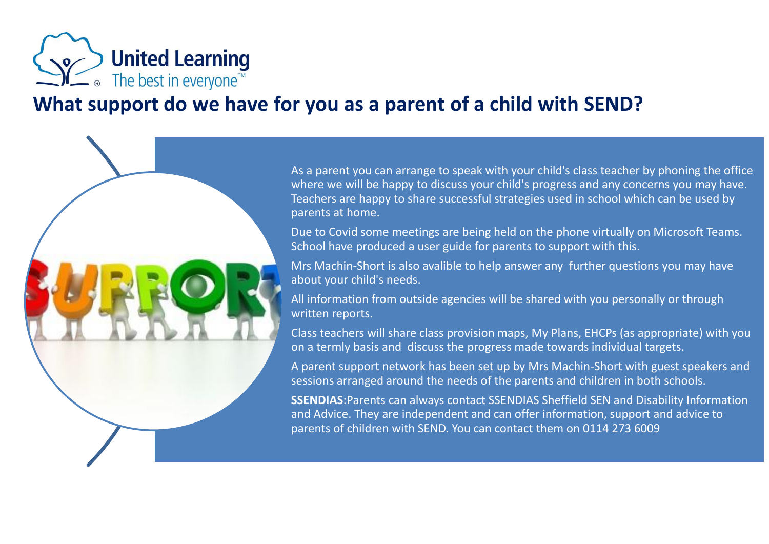United Learning
The best in everyone™

# What support do we have for you as a parent of a child with SEND?

As a parent you can arrange to speak with your child's class teacher by phoning the office where we will be happy to discuss your child's progress and any concerns you may have. Teachers are happy to share successful strategies used in school which can be used by parents at home.

Due to Covid some meetings are being held on the phone virtually on Microsoft Teams. School have produced a user guide for parents to support with this.

Mrs Machin-Short is also avalible to help answer any further questions you may have about your child's needs.

All information from outside agencies will be shared with you personally or through written reports.

Class teachers will share class provision maps, My Plans, EHCPs (as appropriate) with you on a termly basis and discuss the progress made towards individual targets.

A parent support network has been set up by Mrs Machin-Short with guest speakers and sessions arranged around the needs of the parents and children in both schools.

**SSENDIAS**:Parents can always contact SSENDIAS Sheffield SEN and Disability Information and Advice. They are independent and can offer information, support and advice to parents of children with SEND. You can contact them on 0114 273 6009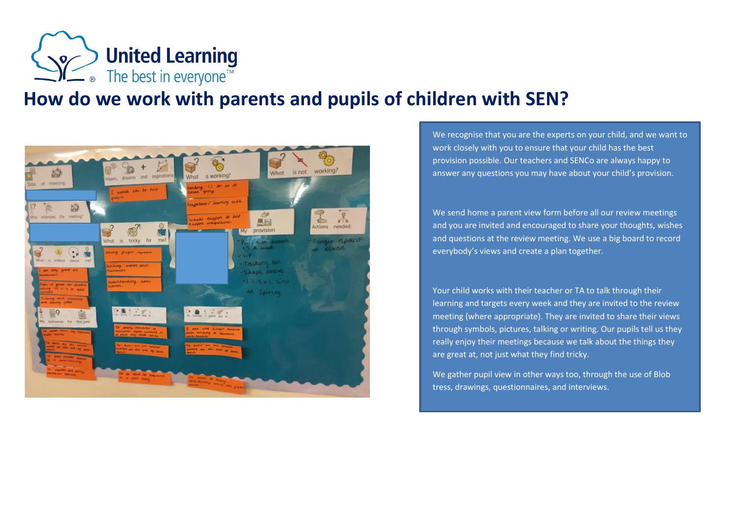# How do we work with parents and pupils of children with SEN?

We recognise that you are the experts on your child, and we want to work closely with you to ensure that your child has the best provision possible. Our teachers and SENCo are always happy to answer any questions you may have about your child's provision.

We send home a parent view form before all our review meetings and you are invited and encouraged to share your thoughts, wishes and questions at the review meeting. We use a big board to record everybody's views and create a plan together.

Your child works with their teacher or TA to talk through their learning and targets every week and they are invited to the review meeting (where appropriate). They are invited to share their views through symbols, pictures, talking or writing. Our pupils tell us they really enjoy their meetings because we talk about the things they are great at, not just what they find tricky.

We gather pupil view in other ways too, through the use of Blob tress, drawings, questionnaires, and interviews.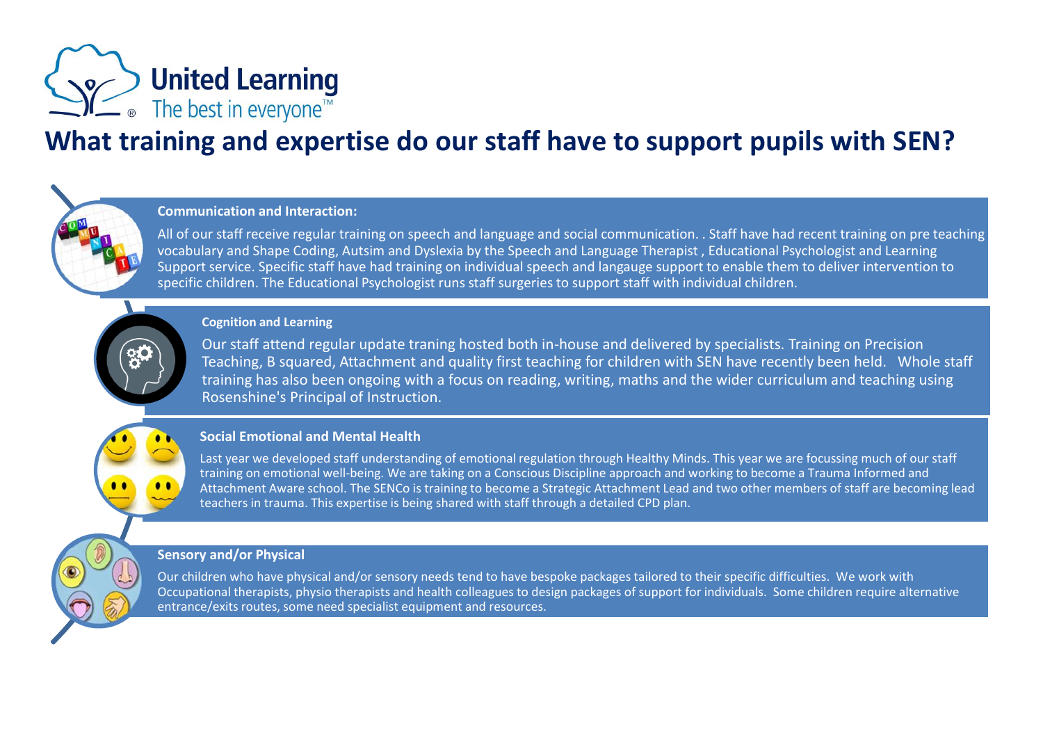United Learning

The best in everyone™

# What training and expertise do our staff have to support pupils with SEN?

### Communication and Interaction:

All of our staff receive regular training on speech and language and social communication. . Staff have had recent training on pre teaching vocabulary and Shape Coding, Autsim and Dyslexia by the Speech and Language Therapist , Educational Psychologist and Learning Support service. Specific staff have had training on individual speech and langauge support to enable them to deliver intervention to specific children. The Educational Psychologist runs staff surgeries to support staff with individual children.

### Cognition and Learning

Our staff attend regular update traning hosted both in-house and delivered by specialists. Training on Precision Teaching, B squared, Attachment and quality first teaching for children with SEN have recently been held. Whole staff training has also been ongoing with a focus on reading, writing, maths and the wider curriculum and teaching using Rosenshine's Principal of Instruction.

### Social Emotional and Mental Health

Last year we developed staff understanding of emotional regulation through Healthy Minds. This year we are focussing much of our staff training on emotional well-being. We are taking on a Conscious Discipline approach and working to become a Trauma Informed and Attachment Aware school. The SENCo is training to become a Strategic Attachment Lead and two other members of staff are becoming lead teachers in trauma. This expertise is being shared with staff through a detailed CPD plan.

### Sensory and/or Physical

Our children who have physical and/or sensory needs tend to have bespoke packages tailored to their specific difficulties. We work with Occupational therapists, physio therapists and health colleagues to design packages of support for individuals. Some children require alternative entrance/exits routes, some need specialist equipment and resources.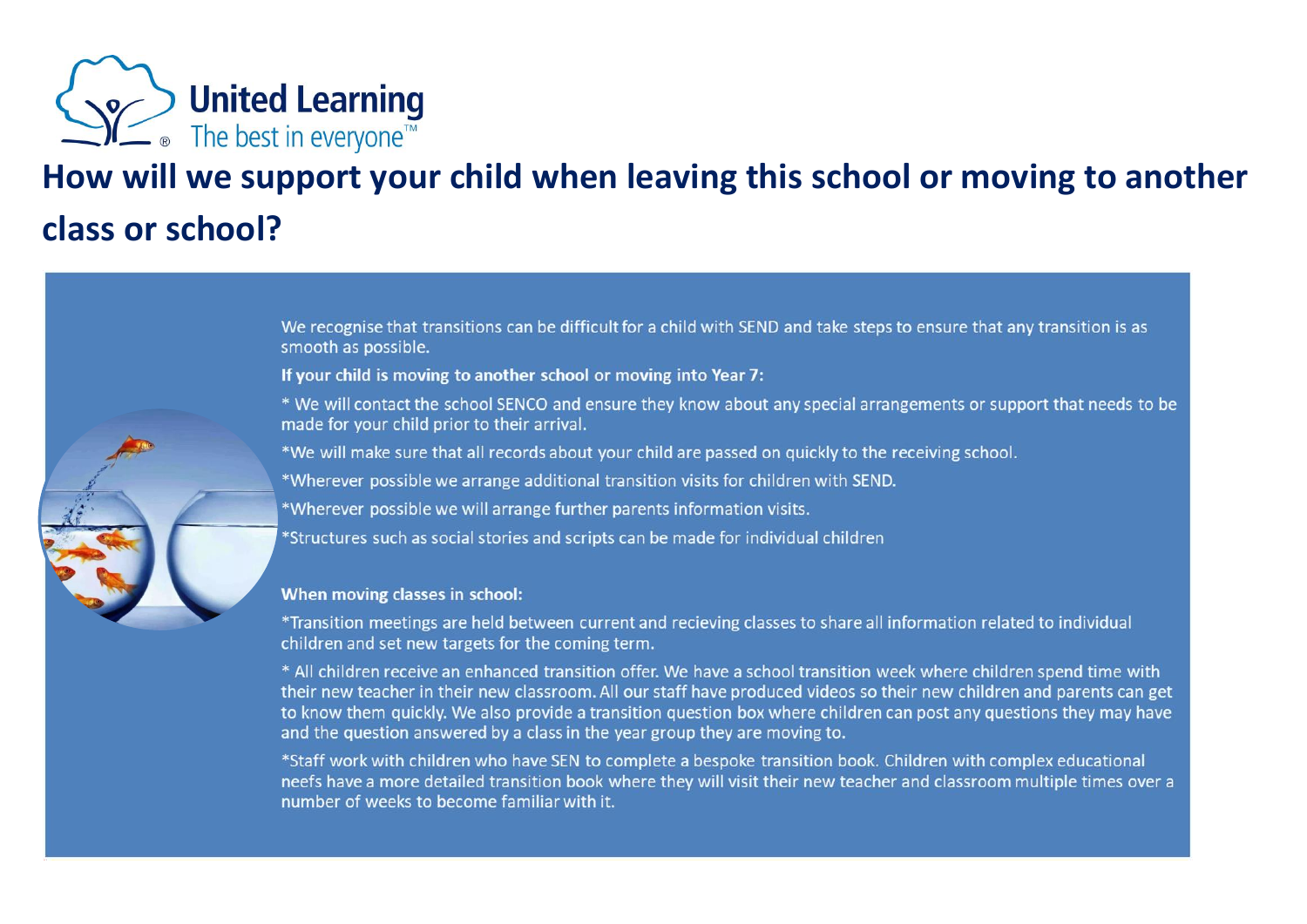# How will we support your child when leaving this school or moving to another class or school?

We recognise that transitions can be difficult for a child with SEND and take steps to ensure that any transition is as smooth as possible.

**If your child is moving to another school or moving into Year 7:**

* We will contact the school SENCO and ensure they know about any special arrangements or support that needs to be made for your child prior to their arrival.

*We will make sure that all records about your child are passed on quickly to the receiving school.

*Wherever possible we arrange additional transition visits for children with SEND.

*Wherever possible we will arrange further parents information visits.

*Structures such as social stories and scripts can be made for individual children

**When moving classes in school:**

*Transition meetings are held between current and recieving classes to share all information related to individual children and set new targets for the coming term.

* All children receive an enhanced transition offer. We have a school transition week where children spend time with their new teacher in their new classroom. All our staff have produced videos so their new children and parents can get to know them quickly. We also provide a transition question box where children can post any questions they may have and the question answered by a class in the year group they are moving to.

*Staff work with children who have SEN to complete a bespoke transition book. Children with complex educational neefs have a more detailed transition book where they will visit their new teacher and classroom multiple times over a number of weeks to become familiar with it.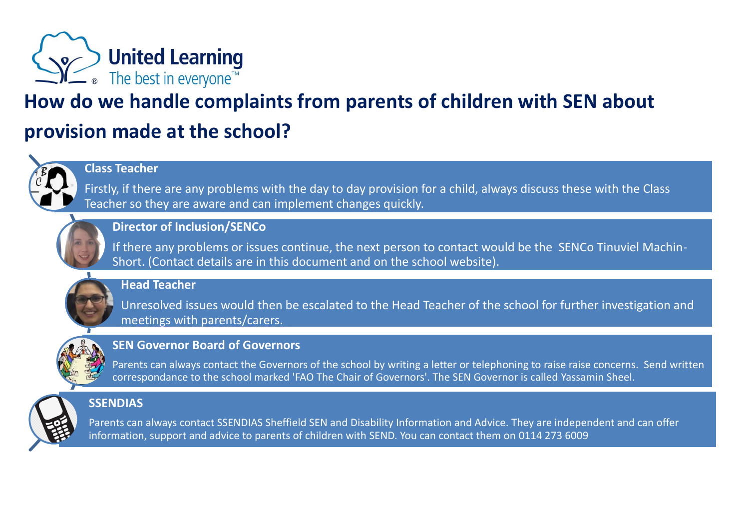United Learning
The best in everyone™

# How do we handle complaints from parents of children with SEN about provision made at the school?

**Class Teacher**

Firstly, if there are any problems with the day to day provision for a child, always discuss these with the Class Teacher so they are aware and can implement changes quickly.

**Director of Inclusion/SENCo**

If there any problems or issues continue, the next person to contact would be the SENCo Tinuviel Machin-Short. (Contact details are in this document and on the school website).

**Head Teacher**

Unresolved issues would then be escalated to the Head Teacher of the school for further investigation and meetings with parents/carers.

**SEN Governor Board of Governors**

Parents can always contact the Governors of the school by writing a letter or telephoning to raise raise concerns. Send written correspondance to the school marked 'FAO The Chair of Governors'. The SEN Governor is called Yassamin Sheel.

**SSENDIAS**

Parents can always contact SSENDIAS Sheffield SEN and Disability Information and Advice. They are independent and can offer information, support and advice to parents of children with SEND. You can contact them on 0114 273 6009